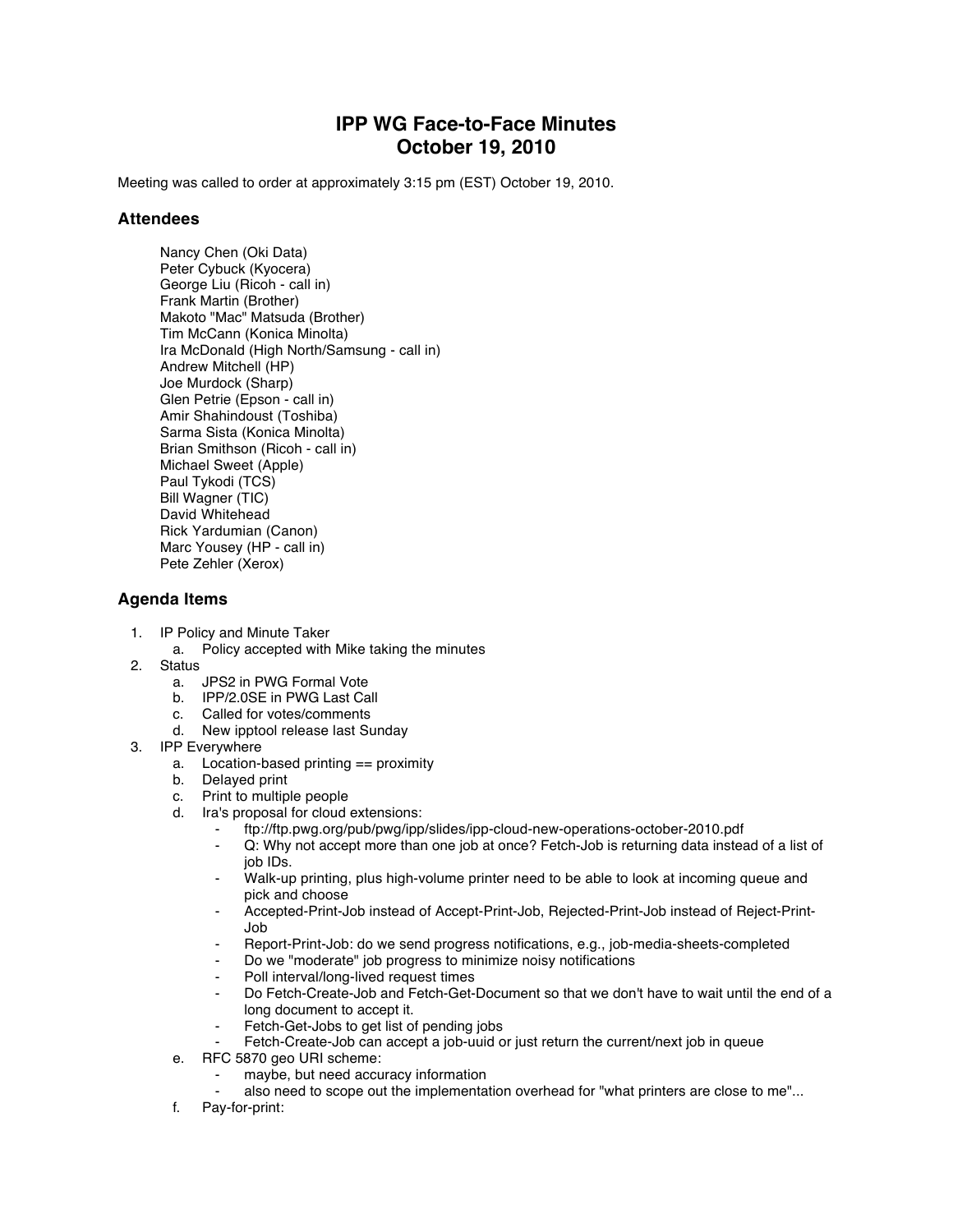# IPP WG Face-to-Face Minutes
# October 19, 2010

Meeting was called to order at approximately 3:15 pm (EST) October 19, 2010.

## Attendees

Nancy Chen (Oki Data)
Peter Cybuck (Kyocera)
George Liu (Ricoh - call in)
Frank Martin (Brother)
Makoto "Mac" Matsuda (Brother)
Tim McCann (Konica Minolta)
Ira McDonald (High North/Samsung - call in)
Andrew Mitchell (HP)
Joe Murdock (Sharp)
Glen Petrie (Epson - call in)
Amir Shahindoust (Toshiba)
Sarma Sista (Konica Minolta)
Brian Smithson (Ricoh - call in)
Michael Sweet (Apple)
Paul Tykodi (TCS)
Bill Wagner (TIC)
David Whitehead
Rick Yardumian (Canon)
Marc Yousey (HP - call in)
Pete Zehler (Xerox)

## Agenda Items

1. IP Policy and Minute Taker
   a. Policy accepted with Mike taking the minutes
2. Status
   a. JPS2 in PWG Formal Vote
   b. IPP/2.0SE in PWG Last Call
   c. Called for votes/comments
   d. New ipptool release last Sunday
3. IPP Everywhere
   a. Location-based printing == proximity
   b. Delayed print
   c. Print to multiple people
   d. Ira's proposal for cloud extensions:
      - ftp://ftp.pwg.org/pub/pwg/ipp/slides/ipp-cloud-new-operations-october-2010.pdf
      - Q: Why not accept more than one job at once? Fetch-Job is returning data instead of a list of job IDs.
      - Walk-up printing, plus high-volume printer need to be able to look at incoming queue and pick and choose
      - Accepted-Print-Job instead of Accept-Print-Job, Rejected-Print-Job instead of Reject-Print-Job
      - Report-Print-Job: do we send progress notifications, e.g., job-media-sheets-completed
      - Do we "moderate" job progress to minimize noisy notifications
      - Poll interval/long-lived request times
      - Do Fetch-Create-Job and Fetch-Get-Document so that we don't have to wait until the end of a long document to accept it.
      - Fetch-Get-Jobs to get list of pending jobs
      - Fetch-Create-Job can accept a job-uuid or just return the current/next job in queue
   e. RFC 5870 geo URI scheme:
      - maybe, but need accuracy information
      - also need to scope out the implementation overhead for "what printers are close to me"...
   f. Pay-for-print: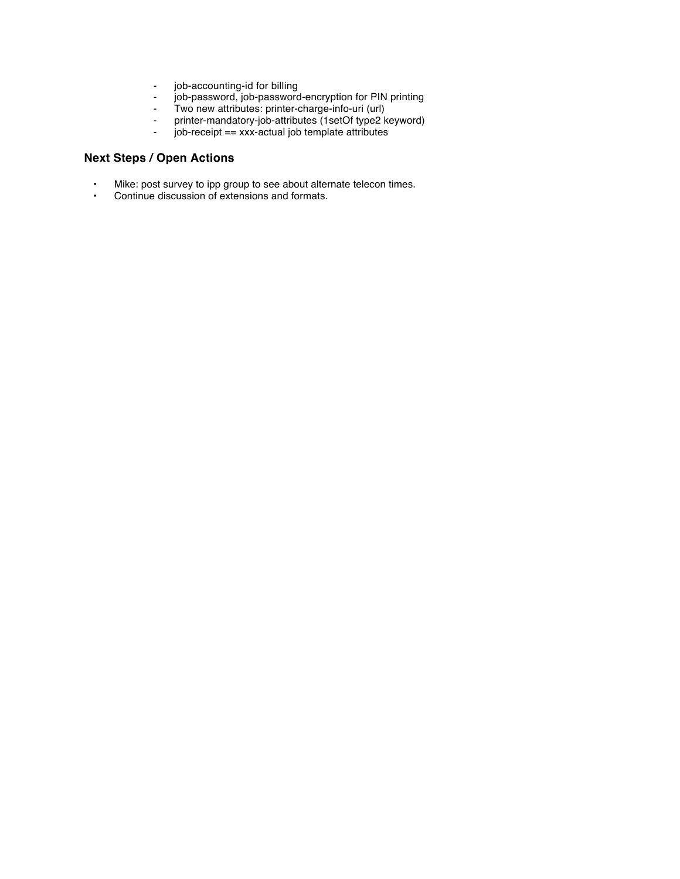- job-accounting-id for billing
- job-password, job-password-encryption for PIN printing
- Two new attributes: printer-charge-info-uri (url)
- printer-mandatory-job-attributes (1setOf type2 keyword)
- job-receipt == xxx-actual job template attributes

## Next Steps / Open Actions

- Mike: post survey to ipp group to see about alternate telecon times.
- Continue discussion of extensions and formats.